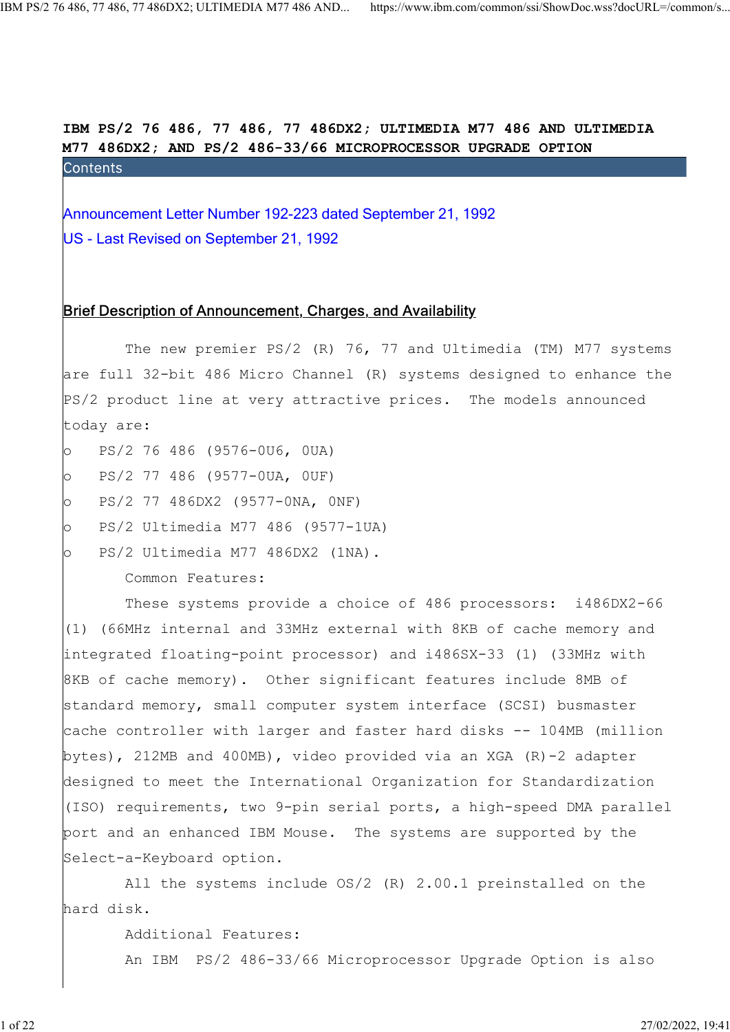# IBM PS/2 76 486, 77 486, 77 486DX2; ULTIMEDIA M77 486 AND ULTIMEDIA M77 486DX2; AND PS/2 486-33/66 MICROPROCESSOR UPGRADE OPTION

## Contents

Announcement Letter Number 192-223 dated September 21, 1992

US - Last Revised on September 21, 1992

## Brief Description of Announcement, Charges, and Availability

The new premier PS/2 (R) 76, 77 and Ultimedia (TM) M77 systems are full 32-bit 486 Micro Channel (R) systems designed to enhance the PS/2 product line at very attractive prices. The models announced today are:

- PS/2 76 486 (9576-0U6, 0UA)
- PS/2 77 486 (9577-0UA, 0UF)
- PS/2 77 486DX2 (9577-0NA, 0NF)
- PS/2 Ultimedia M77 486 (9577-1UA)
- PS/2 Ultimedia M77 486DX2 (1NA).

Common Features:

These systems provide a choice of 486 processors: i486DX2-66 (1) (66MHz internal and 33MHz external with 8KB of cache memory and integrated floating-point processor) and i486SX-33 (1) (33MHz with 8KB of cache memory). Other significant features include 8MB of standard memory, small computer system interface (SCSI) busmaster cache controller with larger and faster hard disks -- 104MB (million bytes), 212MB and 400MB), video provided via an XGA (R)-2 adapter designed to meet the International Organization for Standardization (ISO) requirements, two 9-pin serial ports, a high-speed DMA parallel port and an enhanced IBM Mouse. The systems are supported by the Select-a-Keyboard option.

All the systems include OS/2 (R) 2.00.1 preinstalled on the hard disk.

Additional Features:

An IBM PS/2 486-33/66 Microprocessor Upgrade Option is also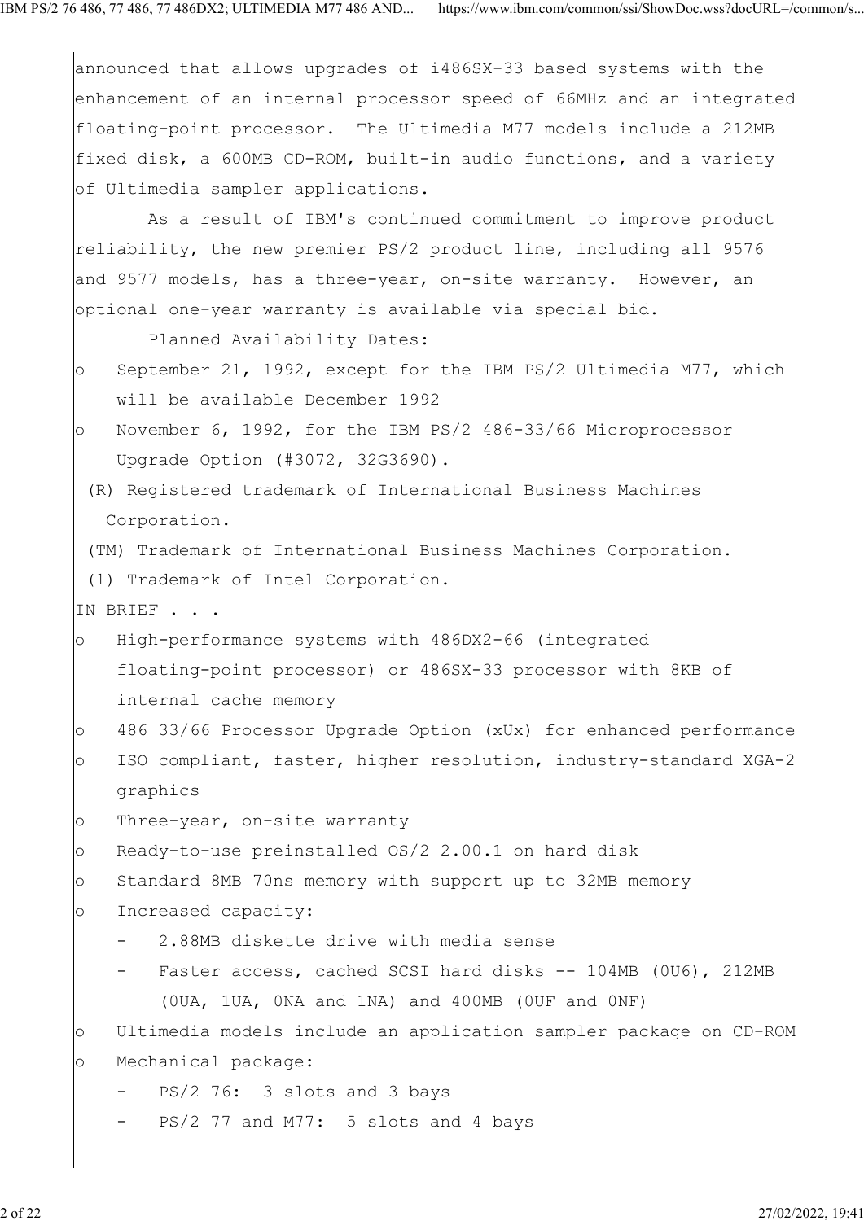announced that allows upgrades of i486SX-33 based systems with the enhancement of an internal processor speed of 66MHz and an integrated floating-point processor. The Ultimedia M77 models include a 212MB fixed disk, a 600MB CD-ROM, built-in audio functions, and a variety of Ultimedia sampler applications.

As a result of IBM's continued commitment to improve product reliability, the new premier PS/2 product line, including all 9576 and 9577 models, has a three-year, on-site warranty. However, an optional one-year warranty is available via special bid.

Planned Availability Dates:

- September 21, 1992, except for the IBM PS/2 Ultimedia M77, which will be available December 1992
- November 6, 1992, for the IBM PS/2 486-33/66 Microprocessor Upgrade Option (#3072, 32G3690).

(R) Registered trademark of International Business Machines Corporation.

(TM) Trademark of International Business Machines Corporation.

(1) Trademark of Intel Corporation.

IN BRIEF . . .

- High-performance systems with 486DX2-66 (integrated floating-point processor) or 486SX-33 processor with 8KB of internal cache memory
- 486 33/66 Processor Upgrade Option (xUx) for enhanced performance
- ISO compliant, faster, higher resolution, industry-standard XGA-2 graphics
- Three-year, on-site warranty
- Ready-to-use preinstalled OS/2 2.00.1 on hard disk
- Standard 8MB 70ns memory with support up to 32MB memory
- Increased capacity:
  - 2.88MB diskette drive with media sense
  - Faster access, cached SCSI hard disks -- 104MB (0U6), 212MB (0UA, 1UA, 0NA and 1NA) and 400MB (0UF and 0NF)
- Ultimedia models include an application sampler package on CD-ROM
- Mechanical package:
  - PS/2 76: 3 slots and 3 bays
  - PS/2 77 and M77: 5 slots and 4 bays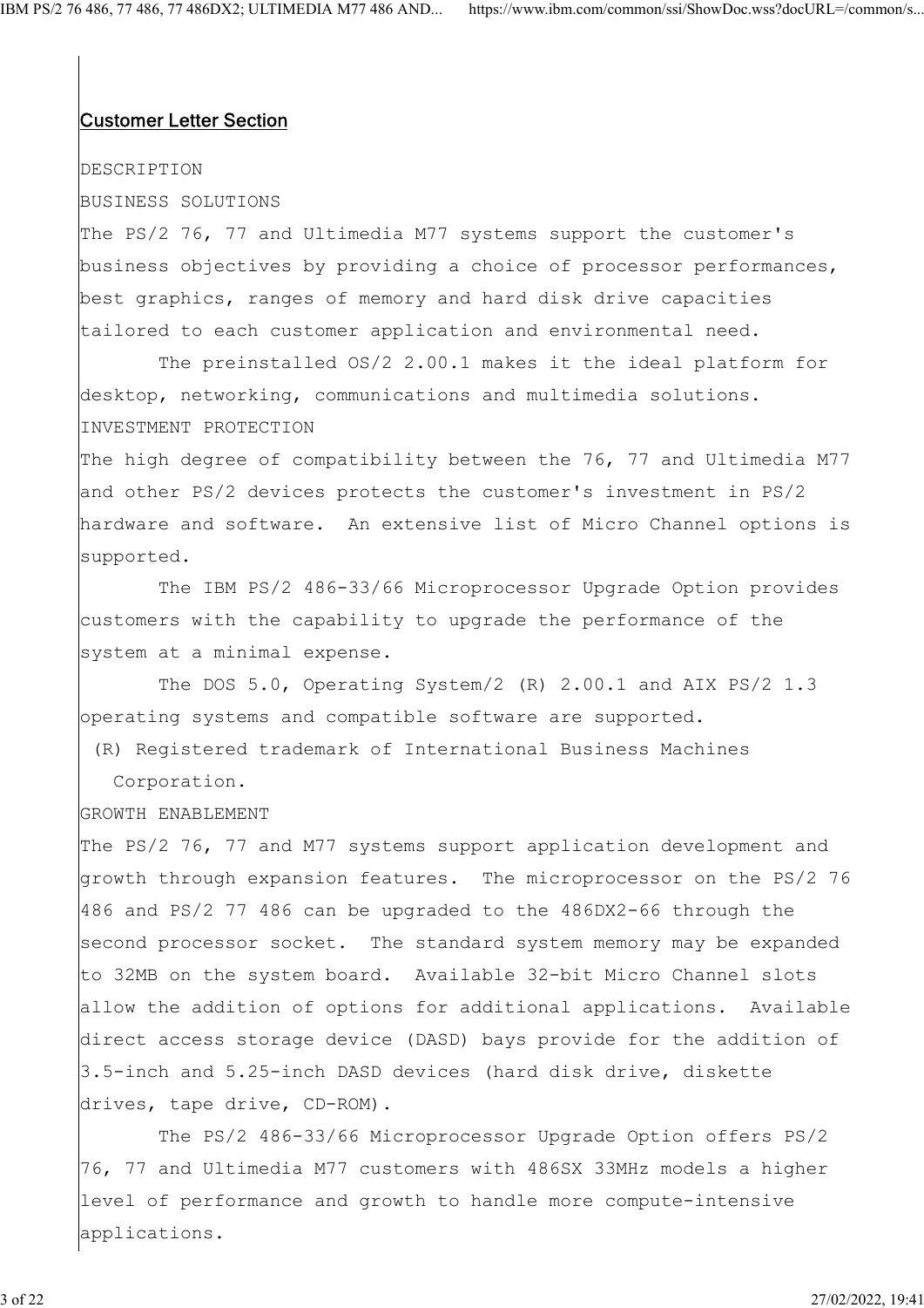## Customer Letter Section

DESCRIPTION

BUSINESS SOLUTIONS

The PS/2 76, 77 and Ultimedia M77 systems support the customer's business objectives by providing a choice of processor performances, best graphics, ranges of memory and hard disk drive capacities tailored to each customer application and environmental need.

The preinstalled OS/2 2.00.1 makes it the ideal platform for desktop, networking, communications and multimedia solutions.

INVESTMENT PROTECTION

The high degree of compatibility between the 76, 77 and Ultimedia M77 and other PS/2 devices protects the customer's investment in PS/2 hardware and software. An extensive list of Micro Channel options is supported.

The IBM PS/2 486-33/66 Microprocessor Upgrade Option provides customers with the capability to upgrade the performance of the system at a minimal expense.

The DOS 5.0, Operating System/2 (R) 2.00.1 and AIX PS/2 1.3 operating systems and compatible software are supported.

(R) Registered trademark of International Business Machines Corporation.

GROWTH ENABLEMENT

The PS/2 76, 77 and M77 systems support application development and growth through expansion features. The microprocessor on the PS/2 76 486 and PS/2 77 486 can be upgraded to the 486DX2-66 through the second processor socket. The standard system memory may be expanded to 32MB on the system board. Available 32-bit Micro Channel slots allow the addition of options for additional applications. Available direct access storage device (DASD) bays provide for the addition of 3.5-inch and 5.25-inch DASD devices (hard disk drive, diskette drives, tape drive, CD-ROM).

The PS/2 486-33/66 Microprocessor Upgrade Option offers PS/2 76, 77 and Ultimedia M77 customers with 486SX 33MHz models a higher level of performance and growth to handle more compute-intensive applications.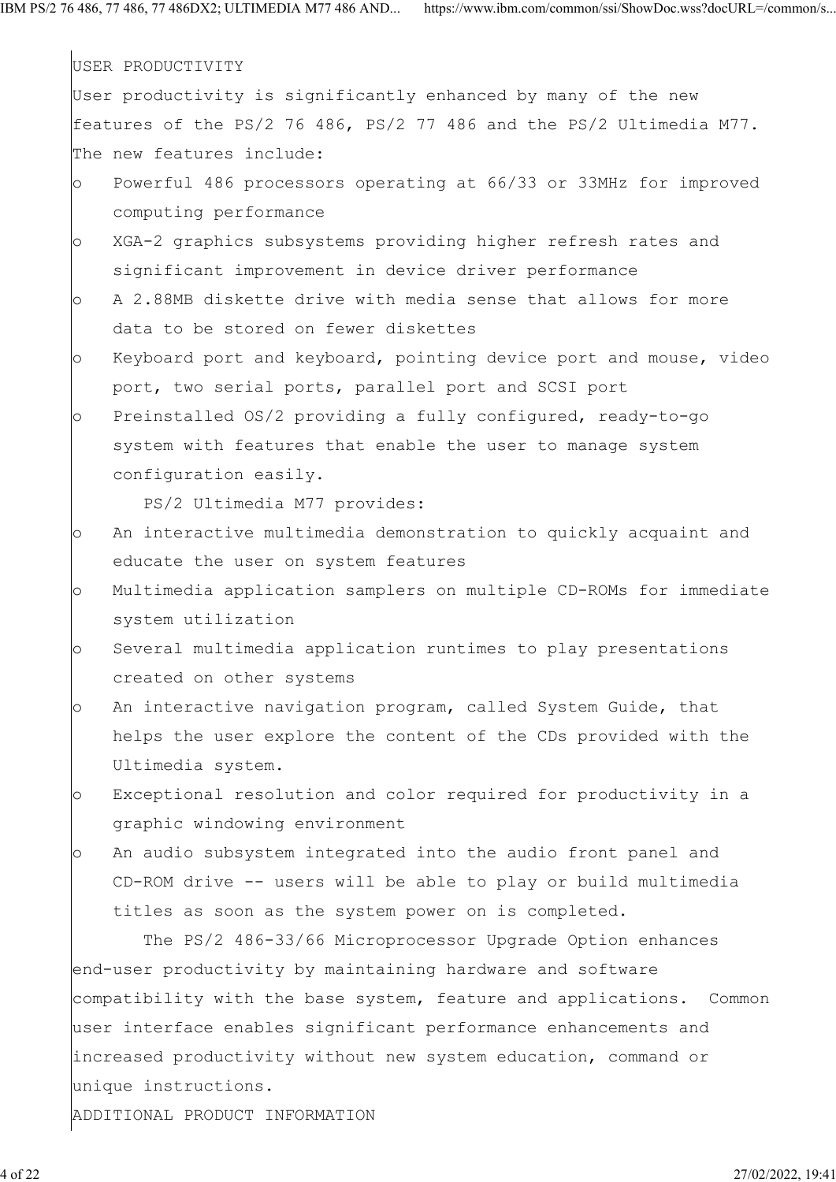## USER PRODUCTIVITY

User productivity is significantly enhanced by many of the new features of the PS/2 76 486, PS/2 77 486 and the PS/2 Ultimedia M77. The new features include:

- Powerful 486 processors operating at 66/33 or 33MHz for improved computing performance
- XGA-2 graphics subsystems providing higher refresh rates and significant improvement in device driver performance
- A 2.88MB diskette drive with media sense that allows for more data to be stored on fewer diskettes
- Keyboard port and keyboard, pointing device port and mouse, video port, two serial ports, parallel port and SCSI port
- Preinstalled OS/2 providing a fully configured, ready-to-go system with features that enable the user to manage system configuration easily.

PS/2 Ultimedia M77 provides:

- An interactive multimedia demonstration to quickly acquaint and educate the user on system features
- Multimedia application samplers on multiple CD-ROMs for immediate system utilization
- Several multimedia application runtimes to play presentations created on other systems
- An interactive navigation program, called System Guide, that helps the user explore the content of the CDs provided with the Ultimedia system.
- Exceptional resolution and color required for productivity in a graphic windowing environment
- An audio subsystem integrated into the audio front panel and CD-ROM drive -- users will be able to play or build multimedia titles as soon as the system power on is completed.

The PS/2 486-33/66 Microprocessor Upgrade Option enhances end-user productivity by maintaining hardware and software compatibility with the base system, feature and applications. Common user interface enables significant performance enhancements and increased productivity without new system education, command or unique instructions.

## ADDITIONAL PRODUCT INFORMATION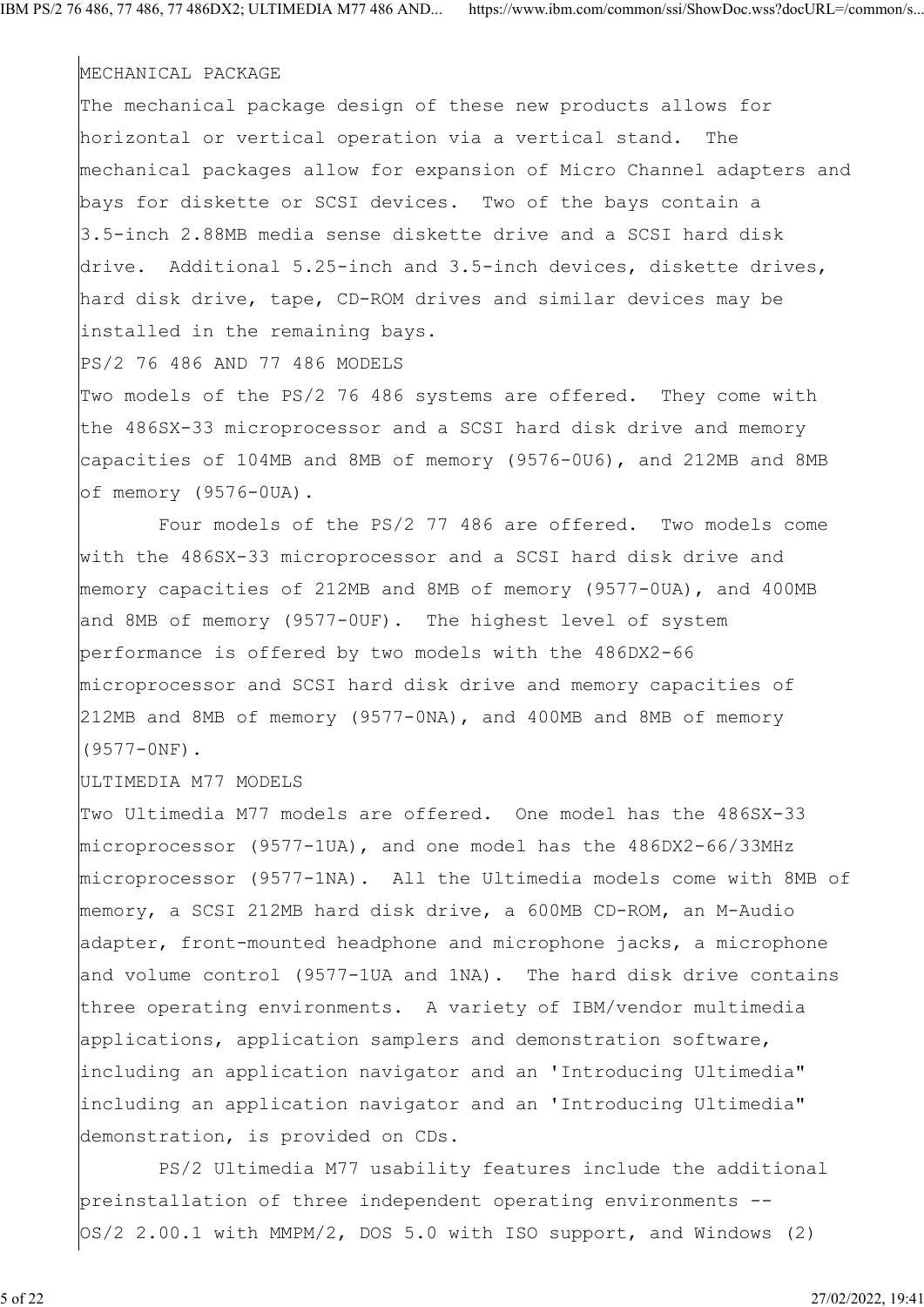MECHANICAL PACKAGE

The mechanical package design of these new products allows for horizontal or vertical operation via a vertical stand. The mechanical packages allow for expansion of Micro Channel adapters and bays for diskette or SCSI devices. Two of the bays contain a 3.5-inch 2.88MB media sense diskette drive and a SCSI hard disk drive. Additional 5.25-inch and 3.5-inch devices, diskette drives, hard disk drive, tape, CD-ROM drives and similar devices may be installed in the remaining bays.

PS/2 76 486 AND 77 486 MODELS

Two models of the PS/2 76 486 systems are offered. They come with the 486SX-33 microprocessor and a SCSI hard disk drive and memory capacities of 104MB and 8MB of memory (9576-0U6), and 212MB and 8MB of memory (9576-0UA).

Four models of the PS/2 77 486 are offered. Two models come with the 486SX-33 microprocessor and a SCSI hard disk drive and memory capacities of 212MB and 8MB of memory (9577-0UA), and 400MB and 8MB of memory (9577-0UF). The highest level of system performance is offered by two models with the 486DX2-66 microprocessor and SCSI hard disk drive and memory capacities of 212MB and 8MB of memory (9577-0NA), and 400MB and 8MB of memory (9577-0NF).

ULTIMEDIA M77 MODELS

Two Ultimedia M77 models are offered. One model has the 486SX-33 microprocessor (9577-1UA), and one model has the 486DX2-66/33MHz microprocessor (9577-1NA). All the Ultimedia models come with 8MB of memory, a SCSI 212MB hard disk drive, a 600MB CD-ROM, an M-Audio adapter, front-mounted headphone and microphone jacks, a microphone and volume control (9577-1UA and 1NA). The hard disk drive contains three operating environments. A variety of IBM/vendor multimedia applications, application samplers and demonstration software, including an application navigator and an 'Introducing Ultimedia" including an application navigator and an 'Introducing Ultimedia" demonstration, is provided on CDs.

PS/2 Ultimedia M77 usability features include the additional preinstallation of three independent operating environments -- OS/2 2.00.1 with MMPM/2, DOS 5.0 with ISO support, and Windows (2)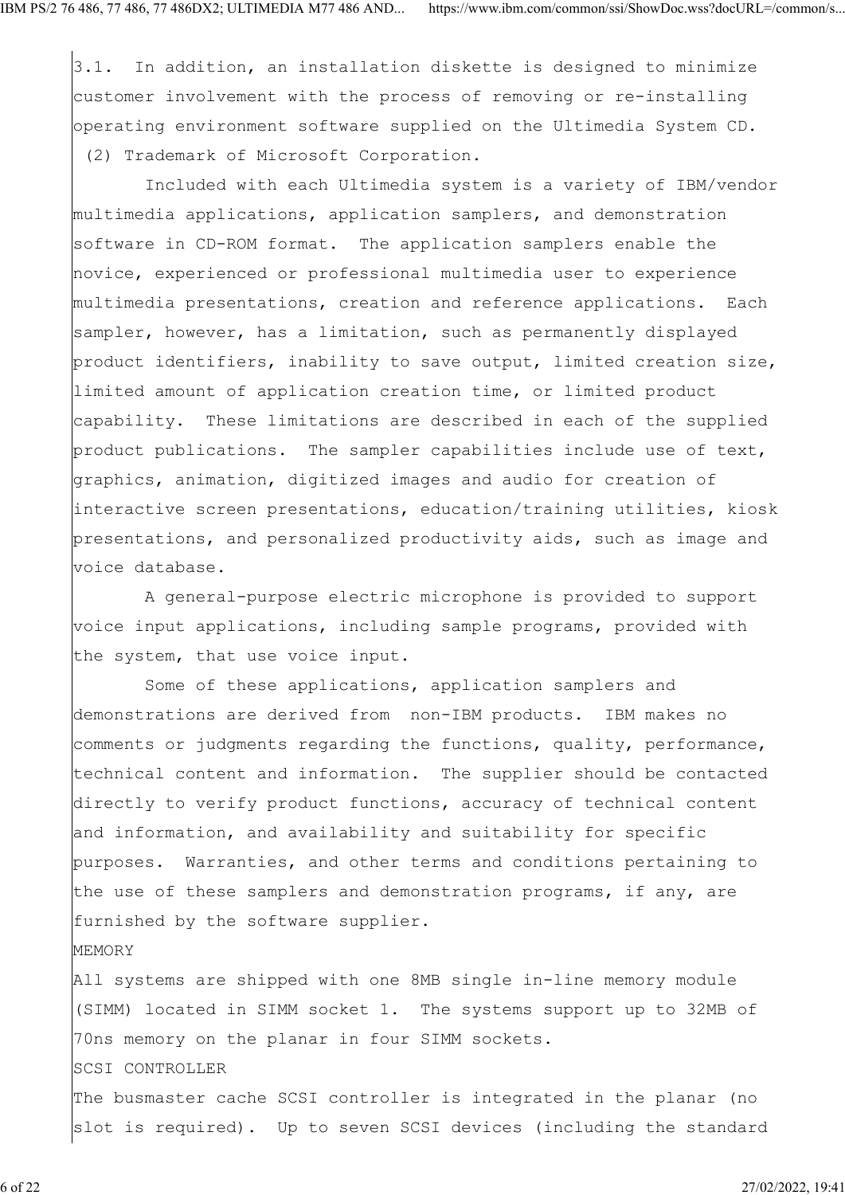3.1. In addition, an installation diskette is designed to minimize customer involvement with the process of removing or re-installing operating environment software supplied on the Ultimedia System CD.

(2) Trademark of Microsoft Corporation.

Included with each Ultimedia system is a variety of IBM/vendor multimedia applications, application samplers, and demonstration software in CD-ROM format. The application samplers enable the novice, experienced or professional multimedia user to experience multimedia presentations, creation and reference applications. Each sampler, however, has a limitation, such as permanently displayed product identifiers, inability to save output, limited creation size, limited amount of application creation time, or limited product capability. These limitations are described in each of the supplied product publications. The sampler capabilities include use of text, graphics, animation, digitized images and audio for creation of interactive screen presentations, education/training utilities, kiosk presentations, and personalized productivity aids, such as image and voice database.

A general-purpose electric microphone is provided to support voice input applications, including sample programs, provided with the system, that use voice input.

Some of these applications, application samplers and demonstrations are derived from non-IBM products. IBM makes no comments or judgments regarding the functions, quality, performance, technical content and information. The supplier should be contacted directly to verify product functions, accuracy of technical content and information, and availability and suitability for specific purposes. Warranties, and other terms and conditions pertaining to the use of these samplers and demonstration programs, if any, are furnished by the software supplier.

MEMORY

All systems are shipped with one 8MB single in-line memory module (SIMM) located in SIMM socket 1. The systems support up to 32MB of 70ns memory on the planar in four SIMM sockets.

SCSI CONTROLLER

The busmaster cache SCSI controller is integrated in the planar (no slot is required). Up to seven SCSI devices (including the standard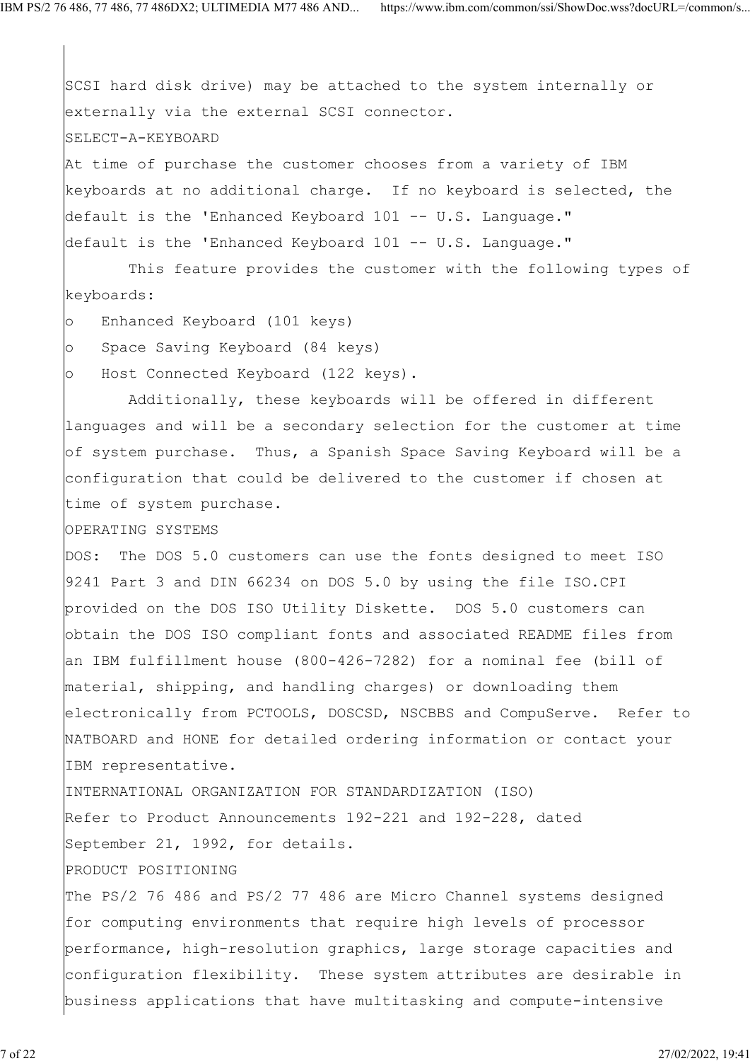SCSI hard disk drive) may be attached to the system internally or externally via the external SCSI connector.

SELECT-A-KEYBOARD

At time of purchase the customer chooses from a variety of IBM keyboards at no additional charge. If no keyboard is selected, the default is the 'Enhanced Keyboard 101 -- U.S. Language."
default is the 'Enhanced Keyboard 101 -- U.S. Language."

This feature provides the customer with the following types of keyboards:

- Enhanced Keyboard (101 keys)
- Space Saving Keyboard (84 keys)
- Host Connected Keyboard (122 keys).

Additionally, these keyboards will be offered in different languages and will be a secondary selection for the customer at time of system purchase. Thus, a Spanish Space Saving Keyboard will be a configuration that could be delivered to the customer if chosen at time of system purchase.

OPERATING SYSTEMS

DOS: The DOS 5.0 customers can use the fonts designed to meet ISO 9241 Part 3 and DIN 66234 on DOS 5.0 by using the file ISO.CPI provided on the DOS ISO Utility Diskette. DOS 5.0 customers can obtain the DOS ISO compliant fonts and associated README files from an IBM fulfillment house (800-426-7282) for a nominal fee (bill of material, shipping, and handling charges) or downloading them electronically from PCTOOLS, DOSCSD, NSCBBS and CompuServe. Refer to NATBOARD and HONE for detailed ordering information or contact your IBM representative.

INTERNATIONAL ORGANIZATION FOR STANDARDIZATION (ISO)

Refer to Product Announcements 192-221 and 192-228, dated September 21, 1992, for details.

PRODUCT POSITIONING

The PS/2 76 486 and PS/2 77 486 are Micro Channel systems designed for computing environments that require high levels of processor performance, high-resolution graphics, large storage capacities and configuration flexibility. These system attributes are desirable in business applications that have multitasking and compute-intensive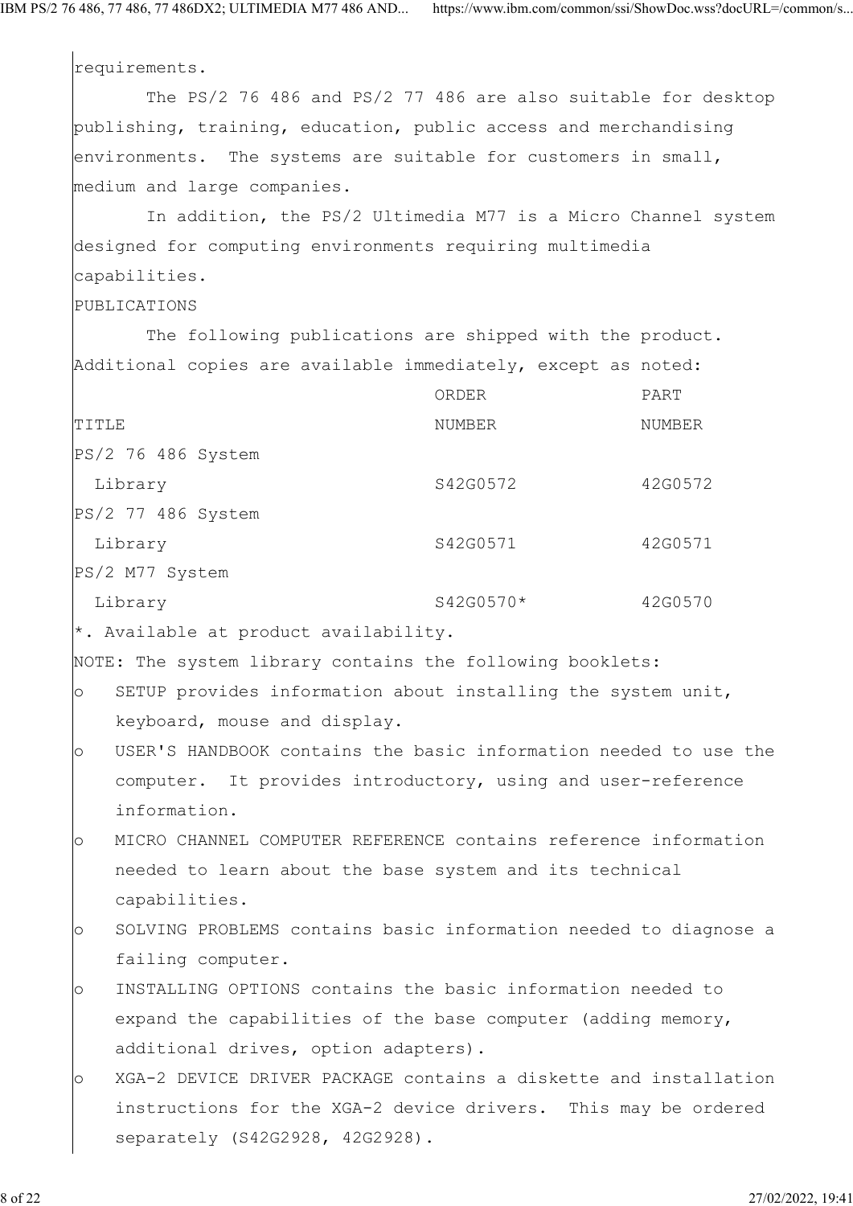requirements.

The PS/2 76 486 and PS/2 77 486 are also suitable for desktop publishing, training, education, public access and merchandising environments. The systems are suitable for customers in small, medium and large companies.

In addition, the PS/2 Ultimedia M77 is a Micro Channel system designed for computing environments requiring multimedia capabilities.

## PUBLICATIONS

The following publications are shipped with the product. Additional copies are available immediately, except as noted:

| TITLE | ORDER NUMBER | PART NUMBER |
|---|---|---|
| PS/2 76 486 System Library | S42G0572 | 42G0572 |
| PS/2 77 486 System Library | S42G0571 | 42G0571 |
| PS/2 M77 System Library | S42G0570* | 42G0570 |

*. Available at product availability.

NOTE: The system library contains the following booklets:

- SETUP provides information about installing the system unit, keyboard, mouse and display.
- USER'S HANDBOOK contains the basic information needed to use the computer. It provides introductory, using and user-reference information.
- MICRO CHANNEL COMPUTER REFERENCE contains reference information needed to learn about the base system and its technical capabilities.
- SOLVING PROBLEMS contains basic information needed to diagnose a failing computer.
- INSTALLING OPTIONS contains the basic information needed to expand the capabilities of the base computer (adding memory, additional drives, option adapters).
- XGA-2 DEVICE DRIVER PACKAGE contains a diskette and installation instructions for the XGA-2 device drivers. This may be ordered separately (S42G2928, 42G2928).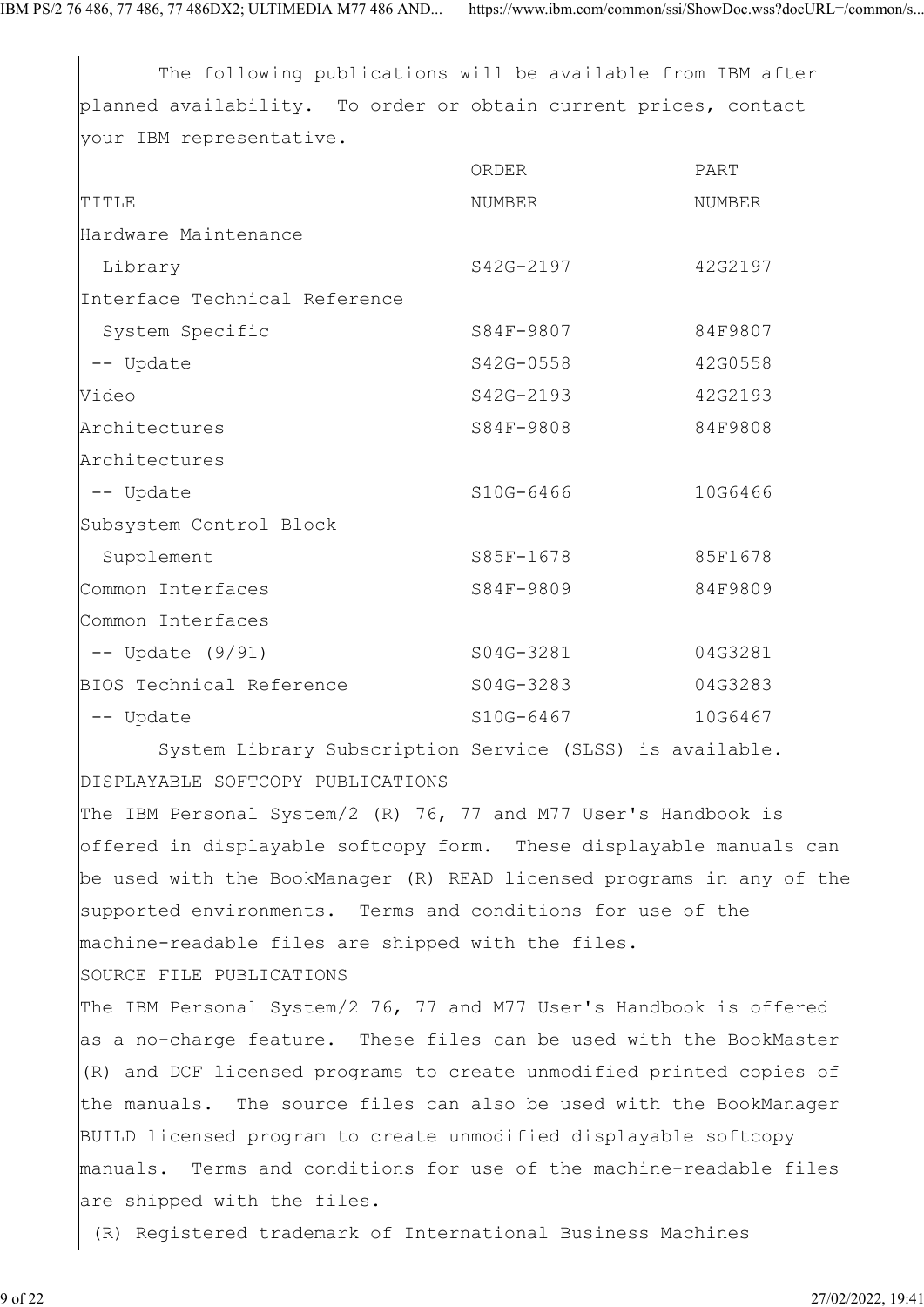The following publications will be available from IBM after planned availability. To order or obtain current prices, contact your IBM representative.

| TITLE | ORDER NUMBER | PART NUMBER |
|---|---|---|
| Hardware Maintenance Library | S42G-2197 | 42G2197 |
| Interface Technical Reference System Specific | S84F-9807 | 84F9807 |
| -- Update | S42G-0558 | 42G0558 |
| Video | S42G-2193 | 42G2193 |
| Architectures | S84F-9808 | 84F9808 |
| Architectures -- Update | S10G-6466 | 10G6466 |
| Subsystem Control Block Supplement | S85F-1678 | 85F1678 |
| Common Interfaces | S84F-9809 | 84F9809 |
| Common Interfaces -- Update (9/91) | S04G-3281 | 04G3281 |
| BIOS Technical Reference | S04G-3283 | 04G3283 |
| -- Update | S10G-6467 | 10G6467 |

System Library Subscription Service (SLSS) is available.

DISPLAYABLE SOFTCOPY PUBLICATIONS

The IBM Personal System/2 (R) 76, 77 and M77 User's Handbook is offered in displayable softcopy form. These displayable manuals can be used with the BookManager (R) READ licensed programs in any of the supported environments. Terms and conditions for use of the machine-readable files are shipped with the files.

SOURCE FILE PUBLICATIONS

The IBM Personal System/2 76, 77 and M77 User's Handbook is offered as a no-charge feature. These files can be used with the BookMaster (R) and DCF licensed programs to create unmodified printed copies of the manuals. The source files can also be used with the BookManager BUILD licensed program to create unmodified displayable softcopy manuals. Terms and conditions for use of the machine-readable files are shipped with the files.

(R) Registered trademark of International Business Machines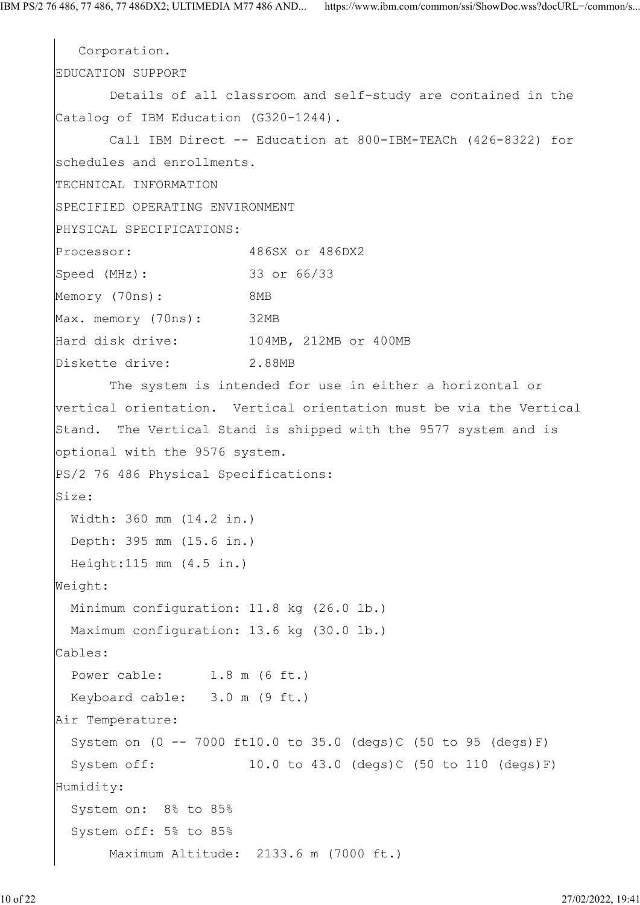Corporation.

EDUCATION SUPPORT

Details of all classroom and self-study are contained in the Catalog of IBM Education (G320-1244).

Call IBM Direct -- Education at 800-IBM-TEACh (426-8322) for schedules and enrollments.

TECHNICAL INFORMATION

SPECIFIED OPERATING ENVIRONMENT

PHYSICAL SPECIFICATIONS:

```
Processor:              486SX or 486DX2
Speed (MHz):            33 or 66/33
Memory (70ns):          8MB
Max. memory (70ns):     32MB
Hard disk drive:        104MB, 212MB or 400MB
Diskette drive:         2.88MB
```

The system is intended for use in either a horizontal or vertical orientation. Vertical orientation must be via the Vertical Stand. The Vertical Stand is shipped with the 9577 system and is optional with the 9576 system.

PS/2 76 486 Physical Specifications:

```
Size:
  Width: 360 mm (14.2 in.)
  Depth: 395 mm (15.6 in.)
  Height:115 mm (4.5 in.)
Weight:
  Minimum configuration: 11.8 kg (26.0 lb.)
  Maximum configuration: 13.6 kg (30.0 lb.)
Cables:
  Power cable:      1.8 m (6 ft.)
  Keyboard cable:   3.0 m (9 ft.)
Air Temperature:
  System on (0 -- 7000 ft10.0 to 35.0 (degs)C (50 to 95 (degs)F)
  System off:            10.0 to 43.0 (degs)C (50 to 110 (degs)F)
Humidity:
  System on:  8% to 85%
  System off: 5% to 85%
       Maximum Altitude:  2133.6 m (7000 ft.)
```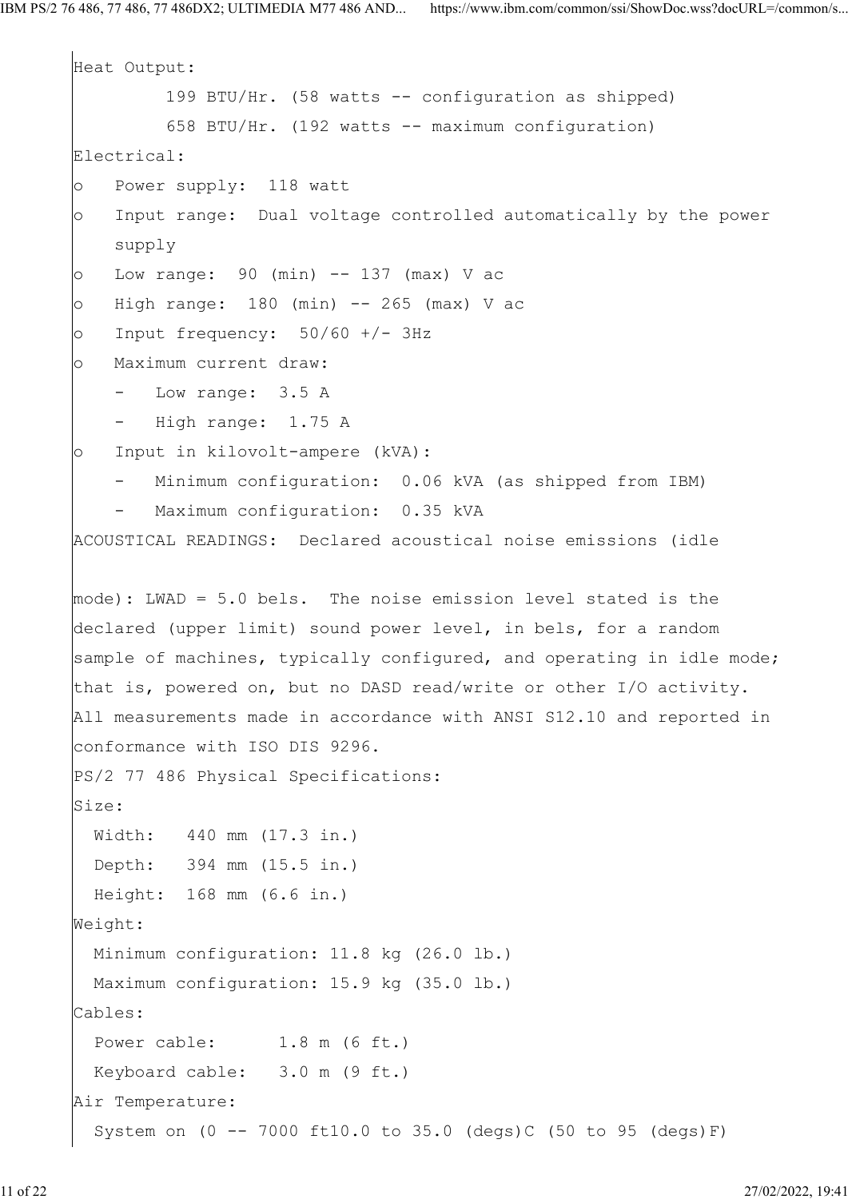Heat Output:

199 BTU/Hr. (58 watts -- configuration as shipped)

658 BTU/Hr. (192 watts -- maximum configuration)

Electrical:

- Power supply: 118 watt
- Input range: Dual voltage controlled automatically by the power supply
- Low range: 90 (min) -- 137 (max) V ac
- High range: 180 (min) -- 265 (max) V ac
- Input frequency: 50/60 +/- 3Hz
- Maximum current draw:
  - Low range: 3.5 A
  - High range: 1.75 A
- Input in kilovolt-ampere (kVA):
  - Minimum configuration: 0.06 kVA (as shipped from IBM)
  - Maximum configuration: 0.35 kVA

ACOUSTICAL READINGS: Declared acoustical noise emissions (idle

mode): LWAD = 5.0 bels. The noise emission level stated is the declared (upper limit) sound power level, in bels, for a random sample of machines, typically configured, and operating in idle mode; that is, powered on, but no DASD read/write or other I/O activity. All measurements made in accordance with ANSI S12.10 and reported in conformance with ISO DIS 9296.

PS/2 77 486 Physical Specifications:

Size:

Width: 440 mm (17.3 in.)

Depth: 394 mm (15.5 in.)

Height: 168 mm (6.6 in.)

Weight:

Minimum configuration: 11.8 kg (26.0 lb.)

Maximum configuration: 15.9 kg (35.0 lb.)

Cables:

Power cable: 1.8 m (6 ft.)

Keyboard cable: 3.0 m (9 ft.)

Air Temperature:

System on (0 -- 7000 ft10.0 to 35.0 (degs)C (50 to 95 (degs)F)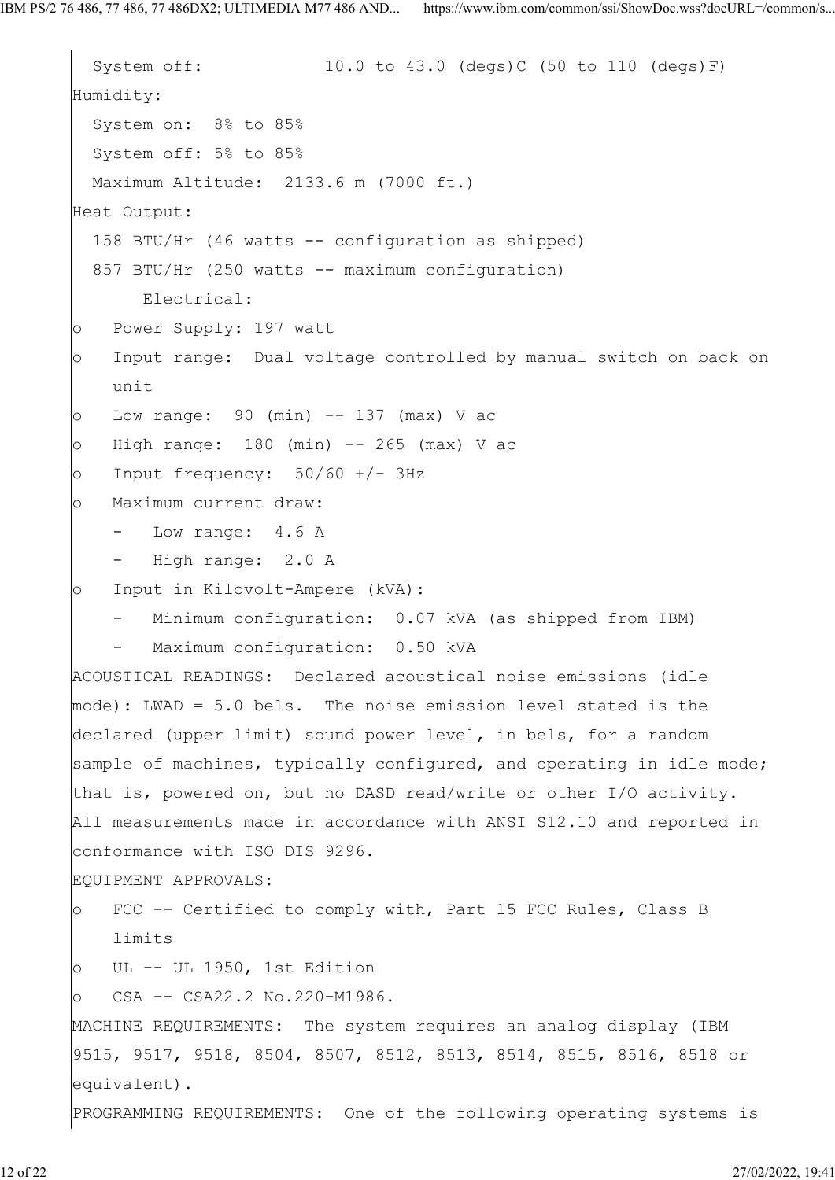System off: 10.0 to 43.0 (degs)C (50 to 110 (degs)F)

Humidity:

System on: 8% to 85%

System off: 5% to 85%

Maximum Altitude: 2133.6 m (7000 ft.)

Heat Output:

158 BTU/Hr (46 watts -- configuration as shipped)

857 BTU/Hr (250 watts -- maximum configuration)

Electrical:

- Power Supply: 197 watt
- Input range: Dual voltage controlled by manual switch on back on unit
- Low range: 90 (min) -- 137 (max) V ac
- High range: 180 (min) -- 265 (max) V ac
- Input frequency: 50/60 +/- 3Hz
- Maximum current draw:
  - Low range: 4.6 A
  - High range: 2.0 A
- Input in Kilovolt-Ampere (kVA):
  - Minimum configuration: 0.07 kVA (as shipped from IBM)
  - Maximum configuration: 0.50 kVA

ACOUSTICAL READINGS: Declared acoustical noise emissions (idle mode): LWAD = 5.0 bels. The noise emission level stated is the declared (upper limit) sound power level, in bels, for a random sample of machines, typically configured, and operating in idle mode; that is, powered on, but no DASD read/write or other I/O activity. All measurements made in accordance with ANSI S12.10 and reported in conformance with ISO DIS 9296.

EQUIPMENT APPROVALS:

- FCC -- Certified to comply with, Part 15 FCC Rules, Class B limits
- UL -- UL 1950, 1st Edition
- CSA -- CSA22.2 No.220-M1986.

MACHINE REQUIREMENTS: The system requires an analog display (IBM 9515, 9517, 9518, 8504, 8507, 8512, 8513, 8514, 8515, 8516, 8518 or equivalent).

PROGRAMMING REQUIREMENTS: One of the following operating systems is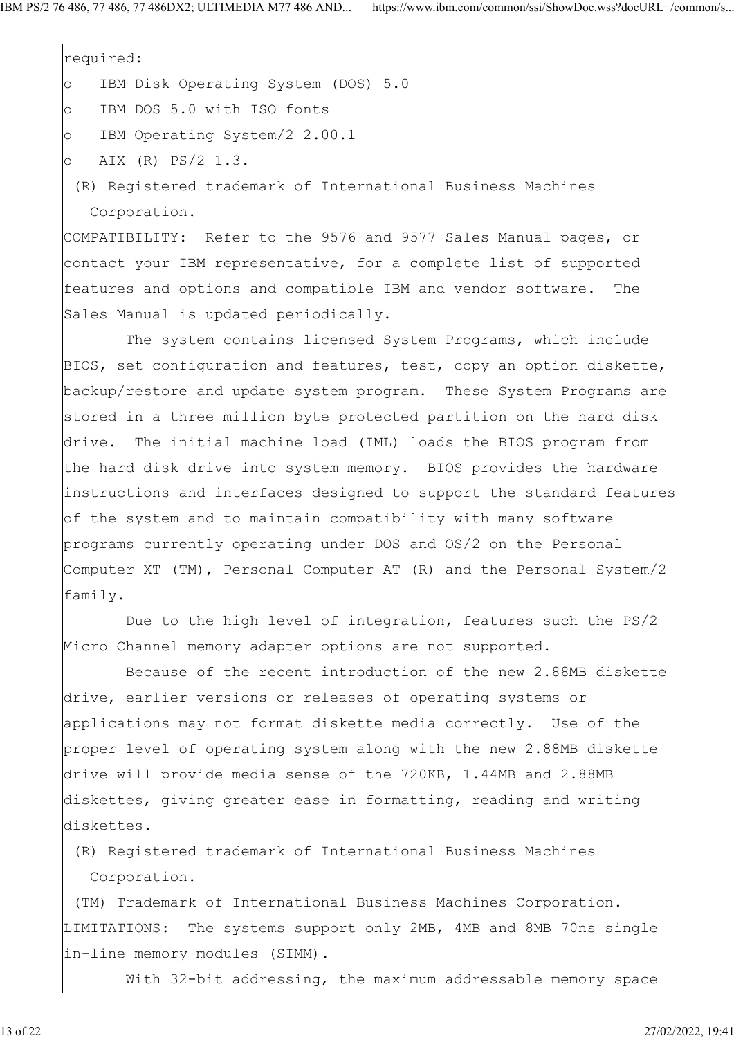required:

- IBM Disk Operating System (DOS) 5.0
- IBM DOS 5.0 with ISO fonts
- IBM Operating System/2 2.00.1
- AIX (R) PS/2 1.3.

(R) Registered trademark of International Business Machines Corporation.

COMPATIBILITY: Refer to the 9576 and 9577 Sales Manual pages, or contact your IBM representative, for a complete list of supported features and options and compatible IBM and vendor software. The Sales Manual is updated periodically.

The system contains licensed System Programs, which include BIOS, set configuration and features, test, copy an option diskette, backup/restore and update system program. These System Programs are stored in a three million byte protected partition on the hard disk drive. The initial machine load (IML) loads the BIOS program from the hard disk drive into system memory. BIOS provides the hardware instructions and interfaces designed to support the standard features of the system and to maintain compatibility with many software programs currently operating under DOS and OS/2 on the Personal Computer XT (TM), Personal Computer AT (R) and the Personal System/2 family.

Due to the high level of integration, features such the PS/2 Micro Channel memory adapter options are not supported.

Because of the recent introduction of the new 2.88MB diskette drive, earlier versions or releases of operating systems or applications may not format diskette media correctly. Use of the proper level of operating system along with the new 2.88MB diskette drive will provide media sense of the 720KB, 1.44MB and 2.88MB diskettes, giving greater ease in formatting, reading and writing diskettes.

(R) Registered trademark of International Business Machines Corporation.

(TM) Trademark of International Business Machines Corporation.

LIMITATIONS: The systems support only 2MB, 4MB and 8MB 70ns single in-line memory modules (SIMM).

With 32-bit addressing, the maximum addressable memory space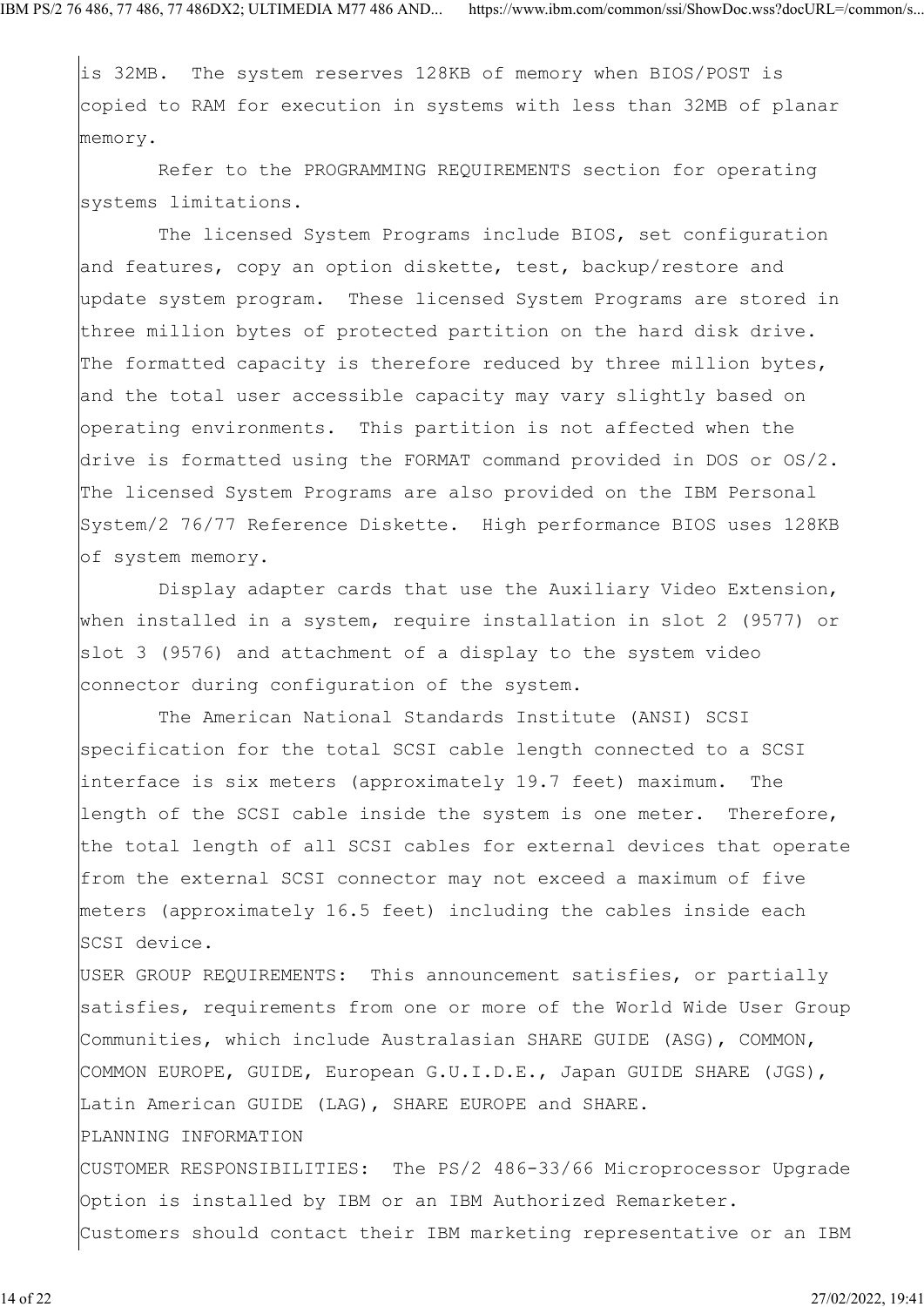is 32MB. The system reserves 128KB of memory when BIOS/POST is copied to RAM for execution in systems with less than 32MB of planar memory.

Refer to the PROGRAMMING REQUIREMENTS section for operating systems limitations.

The licensed System Programs include BIOS, set configuration and features, copy an option diskette, test, backup/restore and update system program. These licensed System Programs are stored in three million bytes of protected partition on the hard disk drive. The formatted capacity is therefore reduced by three million bytes, and the total user accessible capacity may vary slightly based on operating environments. This partition is not affected when the drive is formatted using the FORMAT command provided in DOS or OS/2. The licensed System Programs are also provided on the IBM Personal System/2 76/77 Reference Diskette. High performance BIOS uses 128KB of system memory.

Display adapter cards that use the Auxiliary Video Extension, when installed in a system, require installation in slot 2 (9577) or slot 3 (9576) and attachment of a display to the system video connector during configuration of the system.

The American National Standards Institute (ANSI) SCSI specification for the total SCSI cable length connected to a SCSI interface is six meters (approximately 19.7 feet) maximum. The length of the SCSI cable inside the system is one meter. Therefore, the total length of all SCSI cables for external devices that operate from the external SCSI connector may not exceed a maximum of five meters (approximately 16.5 feet) including the cables inside each SCSI device.

USER GROUP REQUIREMENTS: This announcement satisfies, or partially satisfies, requirements from one or more of the World Wide User Group Communities, which include Australasian SHARE GUIDE (ASG), COMMON, COMMON EUROPE, GUIDE, European G.U.I.D.E., Japan GUIDE SHARE (JGS), Latin American GUIDE (LAG), SHARE EUROPE and SHARE.

PLANNING INFORMATION

CUSTOMER RESPONSIBILITIES: The PS/2 486-33/66 Microprocessor Upgrade Option is installed by IBM or an IBM Authorized Remarketer. Customers should contact their IBM marketing representative or an IBM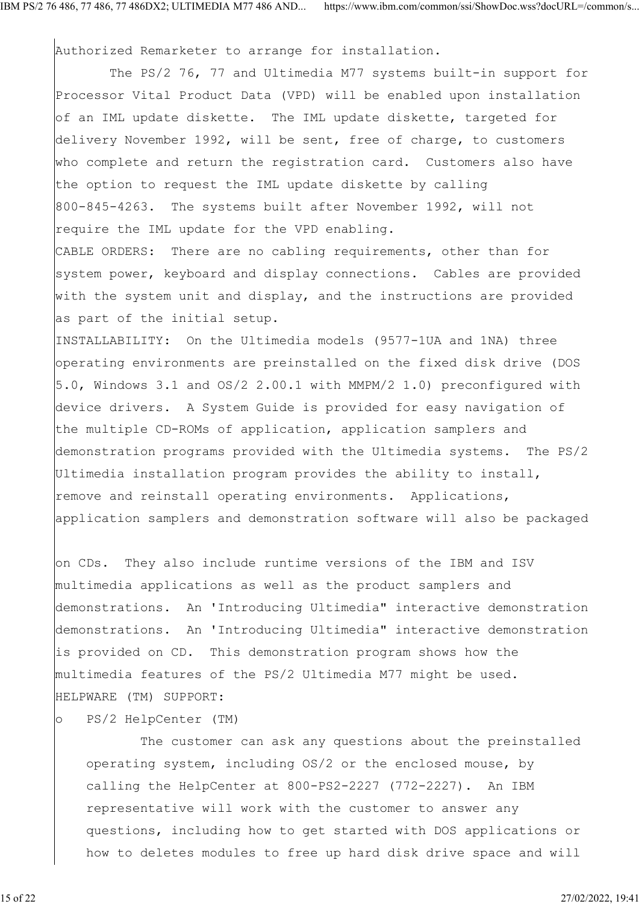Authorized Remarketer to arrange for installation.

The PS/2 76, 77 and Ultimedia M77 systems built-in support for Processor Vital Product Data (VPD) will be enabled upon installation of an IML update diskette. The IML update diskette, targeted for delivery November 1992, will be sent, free of charge, to customers who complete and return the registration card. Customers also have the option to request the IML update diskette by calling 800-845-4263. The systems built after November 1992, will not require the IML update for the VPD enabling.

CABLE ORDERS: There are no cabling requirements, other than for system power, keyboard and display connections. Cables are provided with the system unit and display, and the instructions are provided as part of the initial setup.

INSTALLABILITY: On the Ultimedia models (9577-1UA and 1NA) three operating environments are preinstalled on the fixed disk drive (DOS 5.0, Windows 3.1 and OS/2 2.00.1 with MMPM/2 1.0) preconfigured with device drivers. A System Guide is provided for easy navigation of the multiple CD-ROMs of application, application samplers and demonstration programs provided with the Ultimedia systems. The PS/2 Ultimedia installation program provides the ability to install, remove and reinstall operating environments. Applications, application samplers and demonstration software will also be packaged

on CDs. They also include runtime versions of the IBM and ISV multimedia applications as well as the product samplers and demonstrations. An 'Introducing Ultimedia" interactive demonstration demonstrations. An 'Introducing Ultimedia" interactive demonstration is provided on CD. This demonstration program shows how the multimedia features of the PS/2 Ultimedia M77 might be used.

HELPWARE (TM) SUPPORT:

- PS/2 HelpCenter (TM)

  The customer can ask any questions about the preinstalled operating system, including OS/2 or the enclosed mouse, by calling the HelpCenter at 800-PS2-2227 (772-2227). An IBM representative will work with the customer to answer any questions, including how to get started with DOS applications or how to deletes modules to free up hard disk drive space and will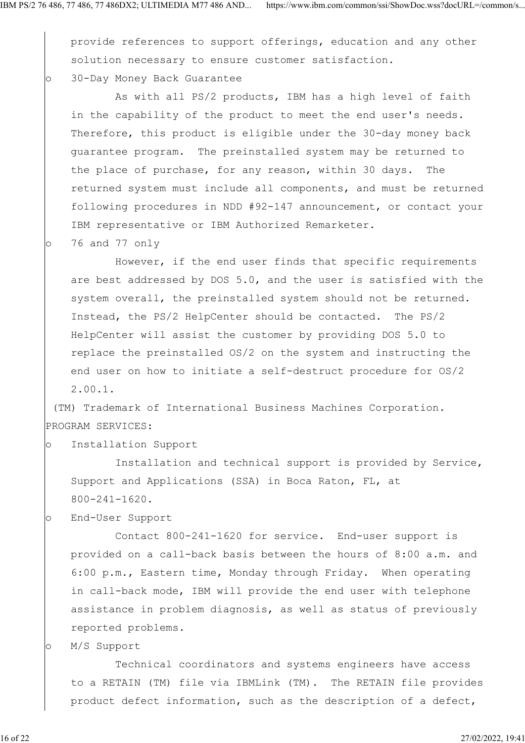provide references to support offerings, education and any other solution necessary to ensure customer satisfaction.

- 30-Day Money Back Guarantee

  As with all PS/2 products, IBM has a high level of faith in the capability of the product to meet the end user's needs. Therefore, this product is eligible under the 30-day money back guarantee program. The preinstalled system may be returned to the place of purchase, for any reason, within 30 days. The returned system must include all components, and must be returned following procedures in NDD #92-147 announcement, or contact your IBM representative or IBM Authorized Remarketer.

- 76 and 77 only

  However, if the end user finds that specific requirements are best addressed by DOS 5.0, and the user is satisfied with the system overall, the preinstalled system should not be returned. Instead, the PS/2 HelpCenter should be contacted. The PS/2 HelpCenter will assist the customer by providing DOS 5.0 to replace the preinstalled OS/2 on the system and instructing the end user on how to initiate a self-destruct procedure for OS/2 2.00.1.

(TM) Trademark of International Business Machines Corporation.

PROGRAM SERVICES:

- Installation Support

  Installation and technical support is provided by Service, Support and Applications (SSA) in Boca Raton, FL, at 800-241-1620.

- End-User Support

  Contact 800-241-1620 for service. End-user support is provided on a call-back basis between the hours of 8:00 a.m. and 6:00 p.m., Eastern time, Monday through Friday. When operating in call-back mode, IBM will provide the end user with telephone assistance in problem diagnosis, as well as status of previously reported problems.

- M/S Support

  Technical coordinators and systems engineers have access to a RETAIN (TM) file via IBMLink (TM). The RETAIN file provides product defect information, such as the description of a defect,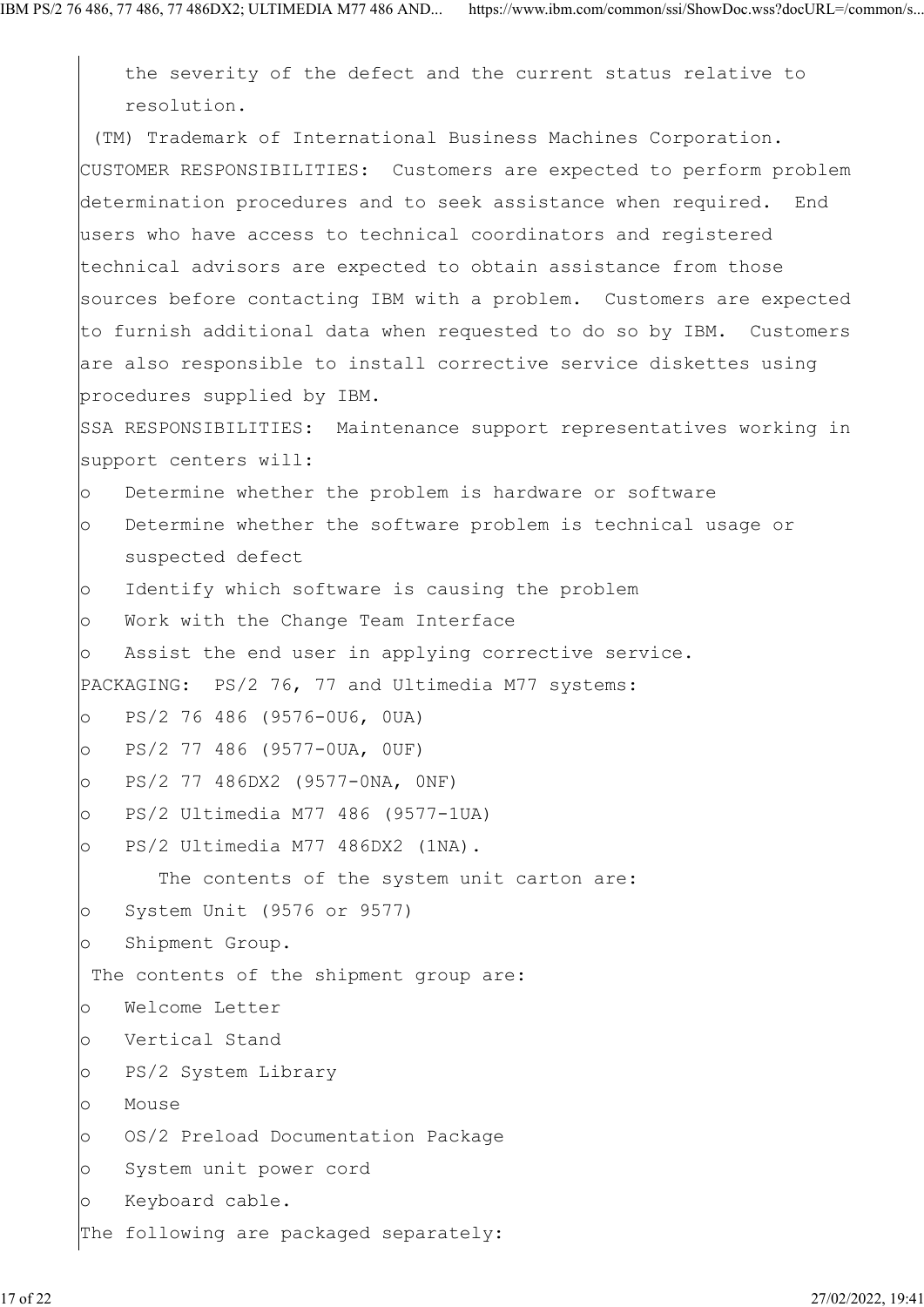the severity of the defect and the current status relative to resolution.

(TM) Trademark of International Business Machines Corporation.

CUSTOMER RESPONSIBILITIES: Customers are expected to perform problem determination procedures and to seek assistance when required. End users who have access to technical coordinators and registered technical advisors are expected to obtain assistance from those sources before contacting IBM with a problem. Customers are expected to furnish additional data when requested to do so by IBM. Customers are also responsible to install corrective service diskettes using procedures supplied by IBM.

SSA RESPONSIBILITIES: Maintenance support representatives working in support centers will:

- Determine whether the problem is hardware or software
- Determine whether the software problem is technical usage or suspected defect
- Identify which software is causing the problem
- Work with the Change Team Interface
- Assist the end user in applying corrective service.

PACKAGING: PS/2 76, 77 and Ultimedia M77 systems:

- PS/2 76 486 (9576-0U6, 0UA)
- PS/2 77 486 (9577-0UA, 0UF)
- PS/2 77 486DX2 (9577-0NA, 0NF)
- PS/2 Ultimedia M77 486 (9577-1UA)
- PS/2 Ultimedia M77 486DX2 (1NA).

The contents of the system unit carton are:

- System Unit (9576 or 9577)
- Shipment Group.

The contents of the shipment group are:

- Welcome Letter
- Vertical Stand
- PS/2 System Library
- Mouse
- OS/2 Preload Documentation Package
- System unit power cord
- Keyboard cable.

The following are packaged separately: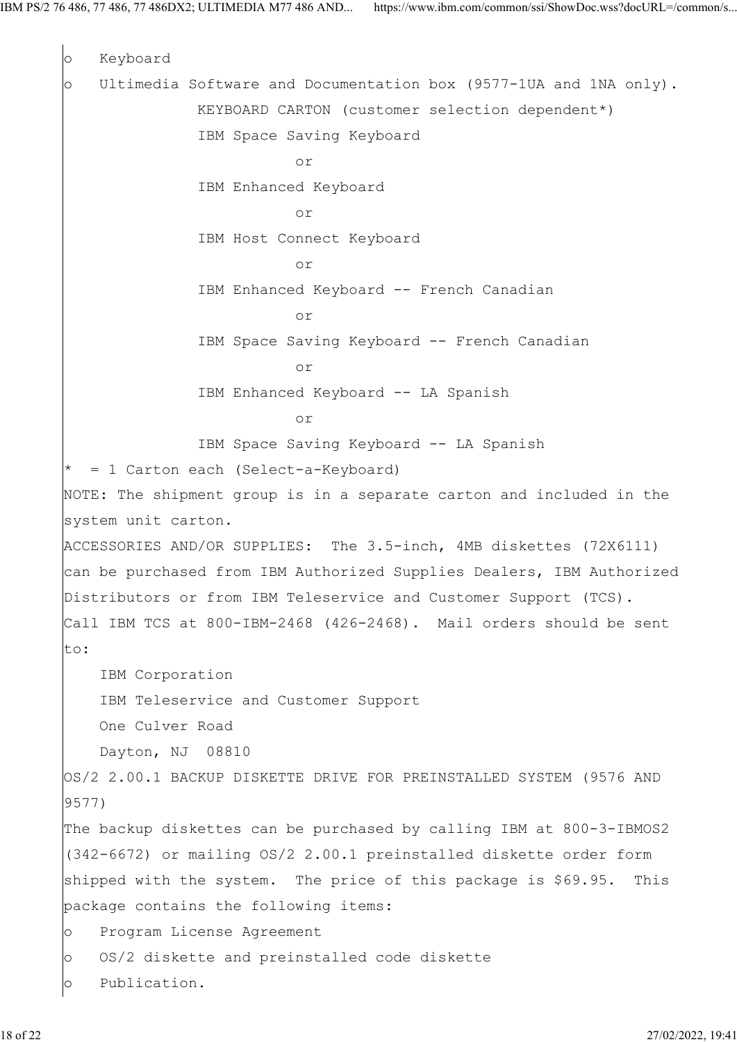- Keyboard
- Ultimedia Software and Documentation box (9577-1UA and 1NA only).

KEYBOARD CARTON (customer selection dependent*)

IBM Space Saving Keyboard

or

IBM Enhanced Keyboard

or

IBM Host Connect Keyboard

or

IBM Enhanced Keyboard -- French Canadian

or

IBM Space Saving Keyboard -- French Canadian

or

IBM Enhanced Keyboard -- LA Spanish

or

IBM Space Saving Keyboard -- LA Spanish

\* = 1 Carton each (Select-a-Keyboard)

NOTE: The shipment group is in a separate carton and included in the system unit carton.

ACCESSORIES AND/OR SUPPLIES: The 3.5-inch, 4MB diskettes (72X6111) can be purchased from IBM Authorized Supplies Dealers, IBM Authorized Distributors or from IBM Teleservice and Customer Support (TCS). Call IBM TCS at 800-IBM-2468 (426-2468). Mail orders should be sent to:

IBM Corporation
IBM Teleservice and Customer Support
One Culver Road
Dayton, NJ 08810

OS/2 2.00.1 BACKUP DISKETTE DRIVE FOR PREINSTALLED SYSTEM (9576 AND 9577)

The backup diskettes can be purchased by calling IBM at 800-3-IBMOS2 (342-6672) or mailing OS/2 2.00.1 preinstalled diskette order form shipped with the system. The price of this package is $69.95. This package contains the following items:

- Program License Agreement
- OS/2 diskette and preinstalled code diskette
- Publication.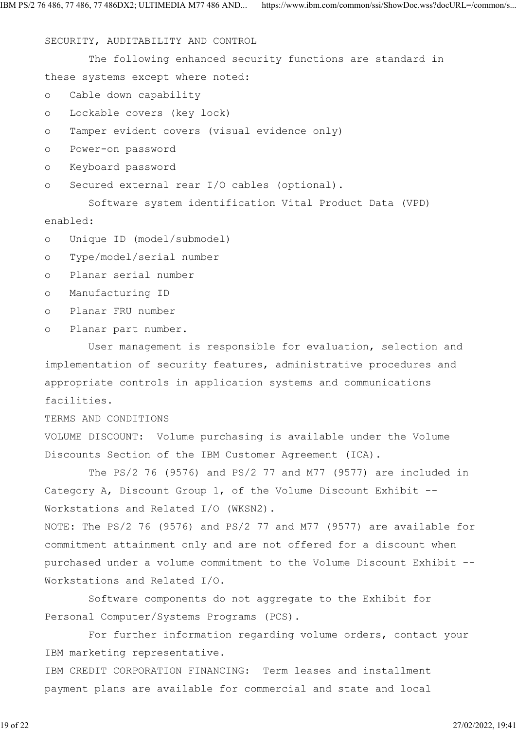SECURITY, AUDITABILITY AND CONTROL

The following enhanced security functions are standard in these systems except where noted:

- Cable down capability
- Lockable covers (key lock)
- Tamper evident covers (visual evidence only)
- Power-on password
- Keyboard password
- Secured external rear I/O cables (optional).

Software system identification Vital Product Data (VPD) enabled:

- Unique ID (model/submodel)
- Type/model/serial number
- Planar serial number
- Manufacturing ID
- Planar FRU number
- Planar part number.

User management is responsible for evaluation, selection and implementation of security features, administrative procedures and appropriate controls in application systems and communications facilities.

TERMS AND CONDITIONS

VOLUME DISCOUNT: Volume purchasing is available under the Volume Discounts Section of the IBM Customer Agreement (ICA).

The PS/2 76 (9576) and PS/2 77 and M77 (9577) are included in Category A, Discount Group 1, of the Volume Discount Exhibit -- Workstations and Related I/O (WKSN2).

NOTE: The PS/2 76 (9576) and PS/2 77 and M77 (9577) are available for commitment attainment only and are not offered for a discount when purchased under a volume commitment to the Volume Discount Exhibit -- Workstations and Related I/O.

Software components do not aggregate to the Exhibit for Personal Computer/Systems Programs (PCS).

For further information regarding volume orders, contact your IBM marketing representative.

IBM CREDIT CORPORATION FINANCING: Term leases and installment payment plans are available for commercial and state and local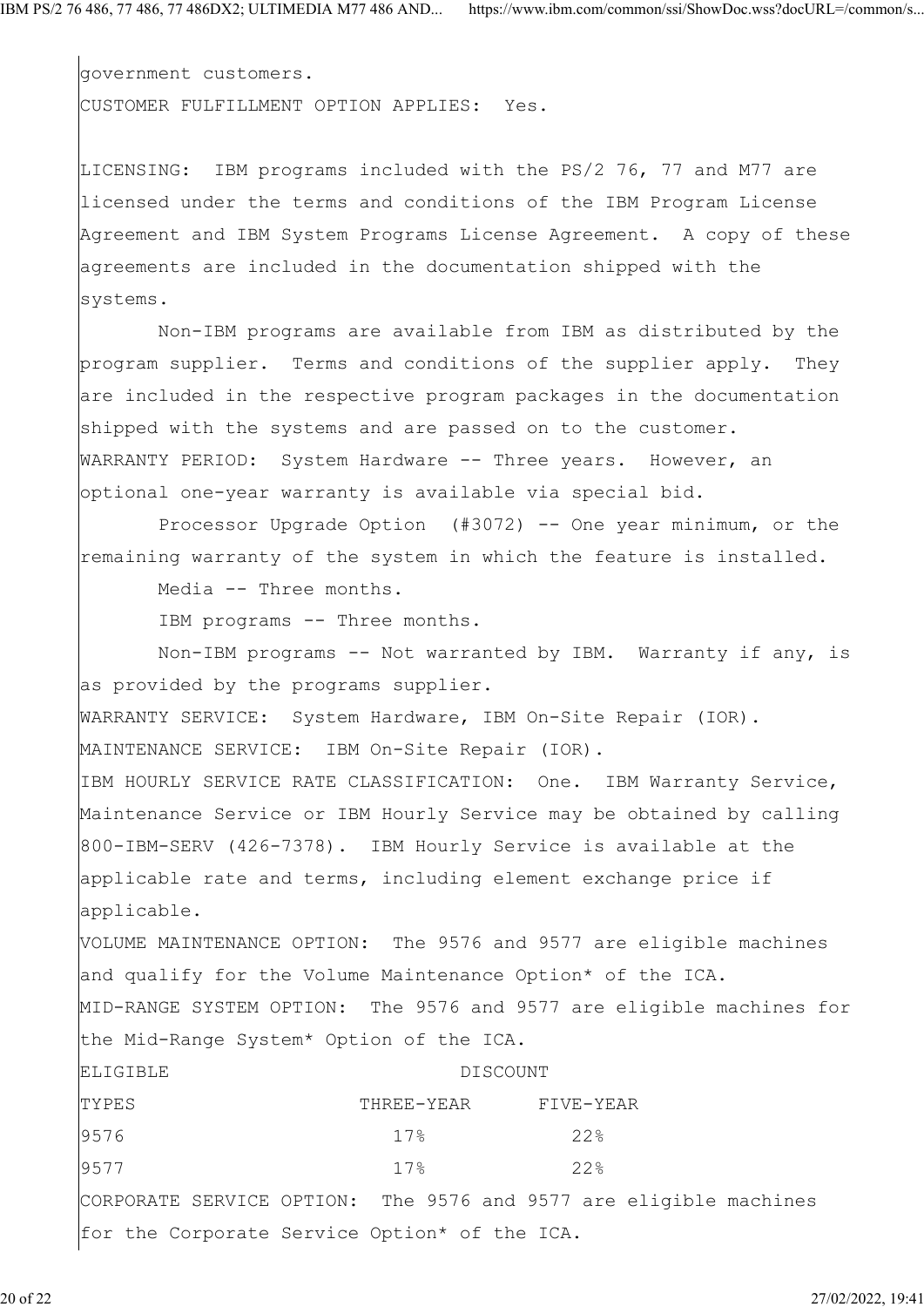government customers.

CUSTOMER FULFILLMENT OPTION APPLIES: Yes.

LICENSING: IBM programs included with the PS/2 76, 77 and M77 are licensed under the terms and conditions of the IBM Program License Agreement and IBM System Programs License Agreement. A copy of these agreements are included in the documentation shipped with the systems.

Non-IBM programs are available from IBM as distributed by the program supplier. Terms and conditions of the supplier apply. They are included in the respective program packages in the documentation shipped with the systems and are passed on to the customer.

WARRANTY PERIOD: System Hardware -- Three years. However, an optional one-year warranty is available via special bid.

Processor Upgrade Option (#3072) -- One year minimum, or the remaining warranty of the system in which the feature is installed.

Media -- Three months.

IBM programs -- Three months.

Non-IBM programs -- Not warranted by IBM. Warranty if any, is as provided by the programs supplier.

WARRANTY SERVICE: System Hardware, IBM On-Site Repair (IOR).

MAINTENANCE SERVICE: IBM On-Site Repair (IOR).

IBM HOURLY SERVICE RATE CLASSIFICATION: One. IBM Warranty Service, Maintenance Service or IBM Hourly Service may be obtained by calling 800-IBM-SERV (426-7378). IBM Hourly Service is available at the applicable rate and terms, including element exchange price if applicable.

VOLUME MAINTENANCE OPTION: The 9576 and 9577 are eligible machines and qualify for the Volume Maintenance Option* of the ICA.

MID-RANGE SYSTEM OPTION: The 9576 and 9577 are eligible machines for the Mid-Range System* Option of the ICA.

| ELIGIBLE | DISCOUNT | |
|---|---|---|
| TYPES | THREE-YEAR | FIVE-YEAR |
| 9576 | 17% | 22% |
| 9577 | 17% | 22% |

CORPORATE SERVICE OPTION: The 9576 and 9577 are eligible machines for the Corporate Service Option* of the ICA.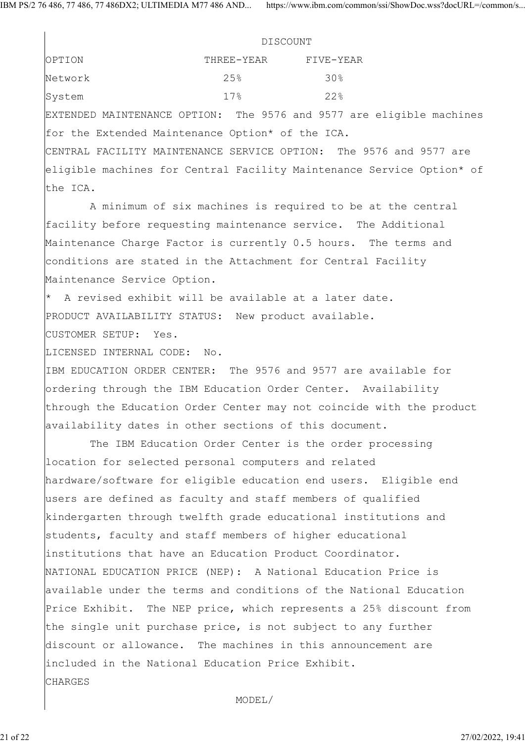| OPTION | DISCOUNT THREE-YEAR | FIVE-YEAR |
|---|---|---|
| Network | 25% | 30% |
| System | 17% | 22% |

EXTENDED MAINTENANCE OPTION: The 9576 and 9577 are eligible machines for the Extended Maintenance Option* of the ICA.

CENTRAL FACILITY MAINTENANCE SERVICE OPTION: The 9576 and 9577 are eligible machines for Central Facility Maintenance Service Option* of the ICA.

A minimum of six machines is required to be at the central facility before requesting maintenance service. The Additional Maintenance Charge Factor is currently 0.5 hours. The terms and conditions are stated in the Attachment for Central Facility Maintenance Service Option.

* A revised exhibit will be available at a later date.

PRODUCT AVAILABILITY STATUS: New product available.

CUSTOMER SETUP: Yes.

LICENSED INTERNAL CODE: No.

IBM EDUCATION ORDER CENTER: The 9576 and 9577 are available for ordering through the IBM Education Order Center. Availability through the Education Order Center may not coincide with the product availability dates in other sections of this document.

The IBM Education Order Center is the order processing location for selected personal computers and related hardware/software for eligible education end users. Eligible end users are defined as faculty and staff members of qualified kindergarten through twelfth grade educational institutions and students, faculty and staff members of higher educational institutions that have an Education Product Coordinator.

NATIONAL EDUCATION PRICE (NEP): A National Education Price is available under the terms and conditions of the National Education Price Exhibit. The NEP price, which represents a 25% discount from the single unit purchase price, is not subject to any further discount or allowance. The machines in this announcement are included in the National Education Price Exhibit.

CHARGES

MODEL/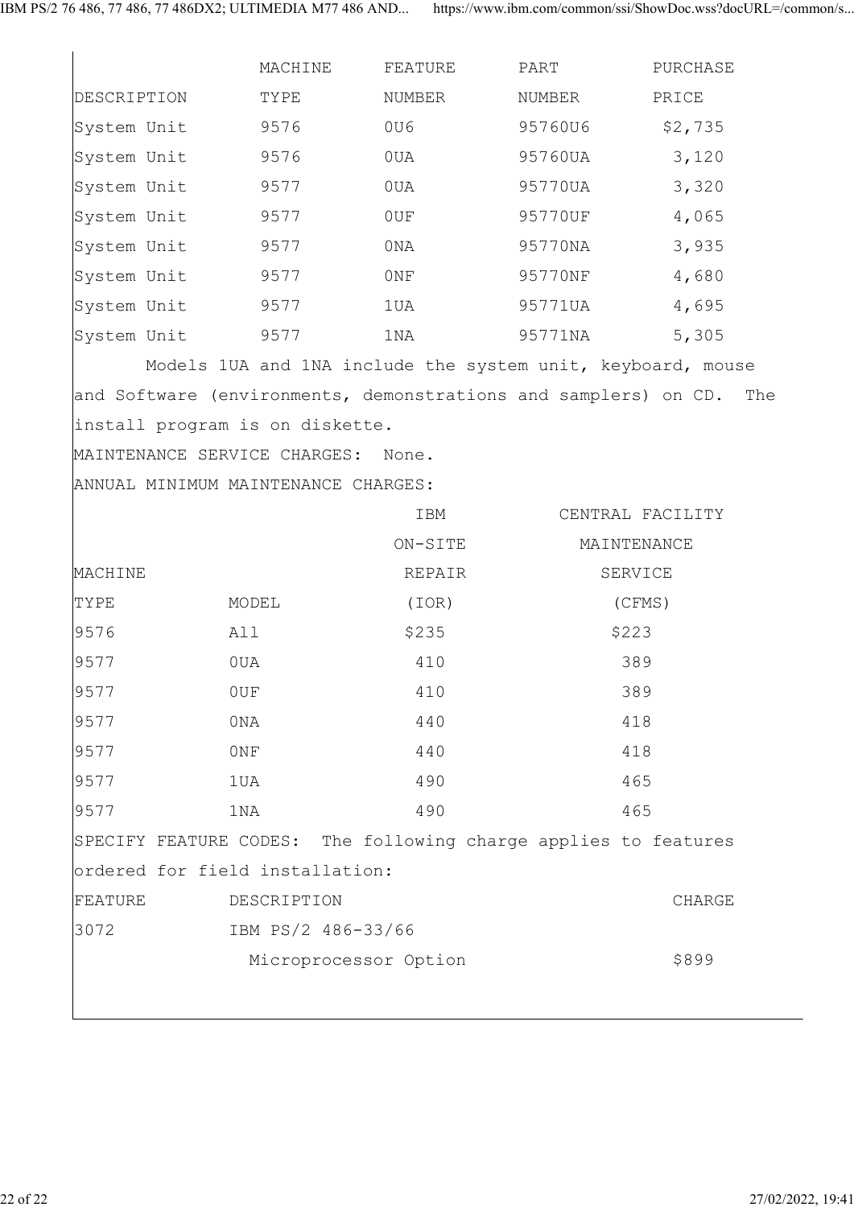| DESCRIPTION | MACHINE TYPE | FEATURE NUMBER | PART NUMBER | PURCHASE PRICE |
|---|---|---|---|---|
| System Unit | 9576 | 0U6 | 95760U6 | $2,735 |
| System Unit | 9576 | 0UA | 95760UA | 3,120 |
| System Unit | 9577 | 0UA | 95770UA | 3,320 |
| System Unit | 9577 | 0UF | 95770UF | 4,065 |
| System Unit | 9577 | 0NA | 95770NA | 3,935 |
| System Unit | 9577 | 0NF | 95770NF | 4,680 |
| System Unit | 9577 | 1UA | 95771UA | 4,695 |
| System Unit | 9577 | 1NA | 95771NA | 5,305 |

Models 1UA and 1NA include the system unit, keyboard, mouse and Software (environments, demonstrations and samplers) on CD. The install program is on diskette.

MAINTENANCE SERVICE CHARGES: None.

ANNUAL MINIMUM MAINTENANCE CHARGES:

| MACHINE TYPE | MODEL | IBM ON-SITE REPAIR (IOR) | CENTRAL FACILITY MAINTENANCE SERVICE (CFMS) |
|---|---|---|---|
| 9576 | All | $235 | $223 |
| 9577 | 0UA | 410 | 389 |
| 9577 | 0UF | 410 | 389 |
| 9577 | 0NA | 440 | 418 |
| 9577 | 0NF | 440 | 418 |
| 9577 | 1UA | 490 | 465 |
| 9577 | 1NA | 490 | 465 |

SPECIFY FEATURE CODES: The following charge applies to features ordered for field installation:

| FEATURE | DESCRIPTION | CHARGE |
|---|---|---|
| 3072 | IBM PS/2 486-33/66 Microprocessor Option | $899 |